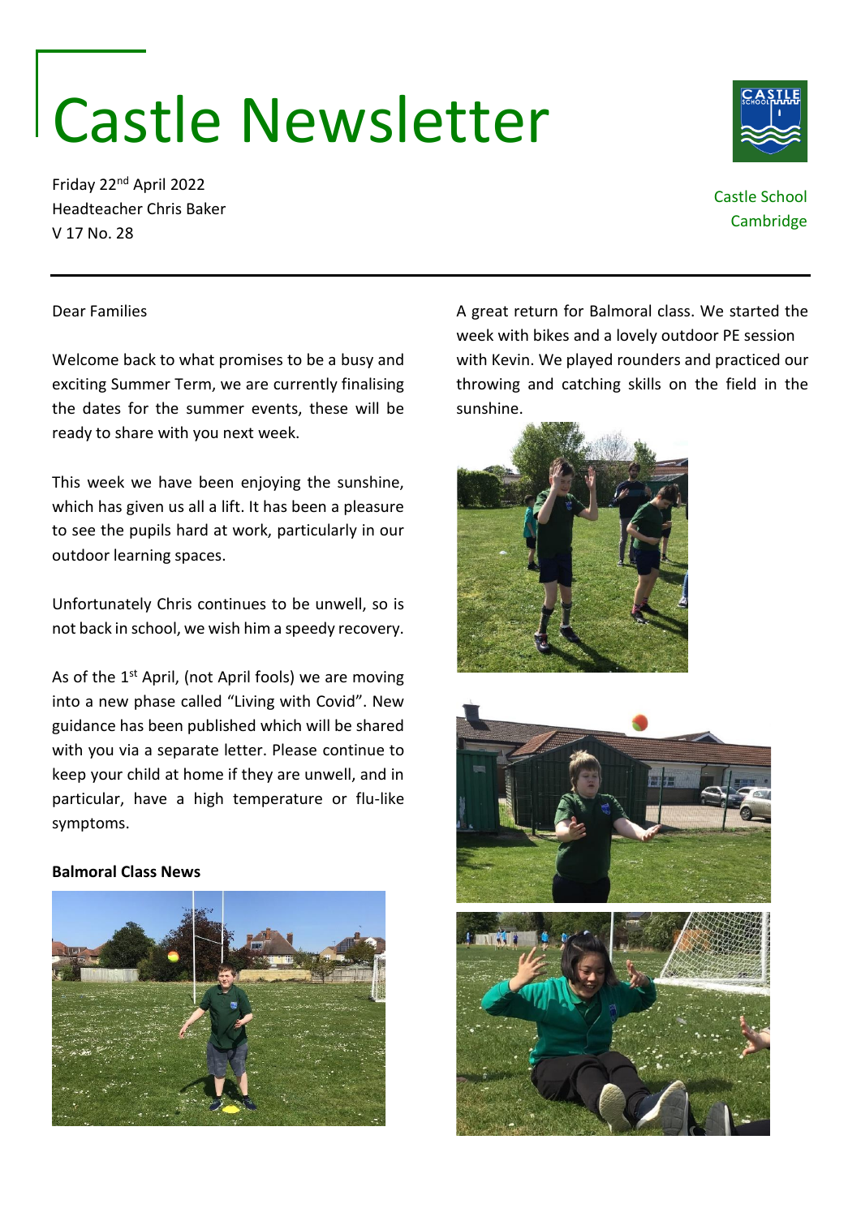# Castle Newsletter

Friday 22nd April 2022
Headteacher Chris Baker
V 17 No. 28

Castle School
Cambridge

Dear Families

Welcome back to what promises to be a busy and exciting Summer Term, we are currently finalising the dates for the summer events, these will be ready to share with you next week.

This week we have been enjoying the sunshine, which has given us all a lift. It has been a pleasure to see the pupils hard at work, particularly in our outdoor learning spaces.

Unfortunately Chris continues to be unwell, so is not back in school, we wish him a speedy recovery.

As of the 1st April, (not April fools) we are moving into a new phase called "Living with Covid". New guidance has been published which will be shared with you via a separate letter. Please continue to keep your child at home if they are unwell, and in particular, have a high temperature or flu-like symptoms.

**Balmoral Class News**

A great return for Balmoral class. We started the week with bikes and a lovely outdoor PE session with Kevin. We played rounders and practiced our throwing and catching skills on the field in the sunshine.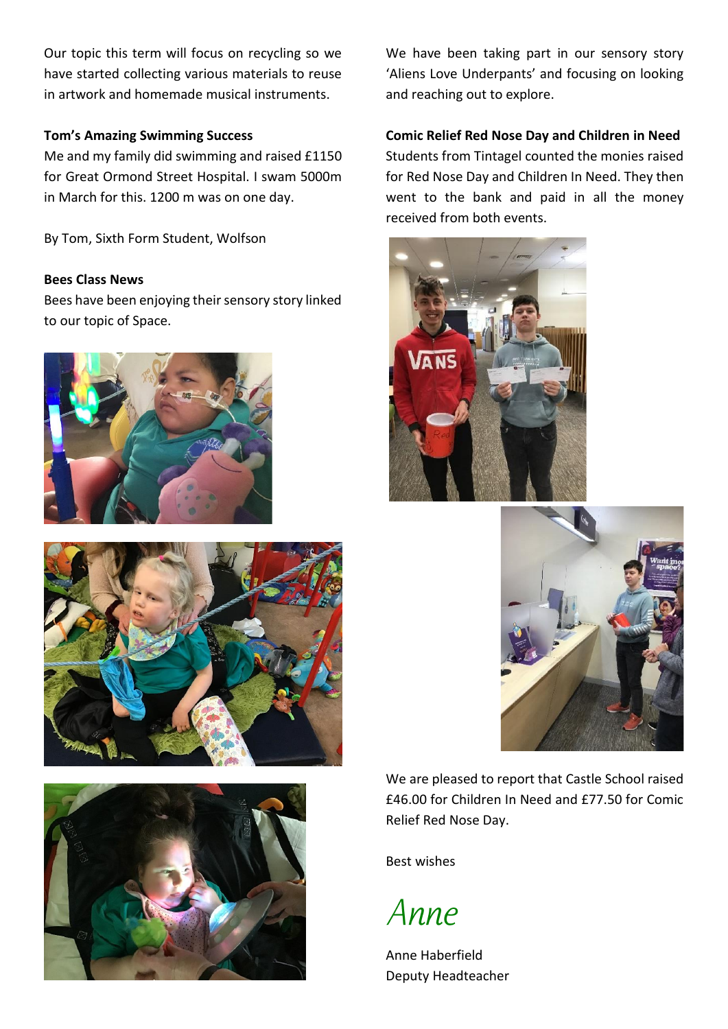Our topic this term will focus on recycling so we have started collecting various materials to reuse in artwork and homemade musical instruments.

**Tom's Amazing Swimming Success**

Me and my family did swimming and raised £1150 for Great Ormond Street Hospital. I swam 5000m in March for this. 1200 m was on one day.

By Tom, Sixth Form Student, Wolfson

**Bees Class News**

Bees have been enjoying their sensory story linked to our topic of Space.

We have been taking part in our sensory story 'Aliens Love Underpants' and focusing on looking and reaching out to explore.

**Comic Relief Red Nose Day and Children in Need**

Students from Tintagel counted the monies raised for Red Nose Day and Children In Need. They then went to the bank and paid in all the money received from both events.

We are pleased to report that Castle School raised £46.00 for Children In Need and £77.50 for Comic Relief Red Nose Day.

Best wishes

*Anne*

Anne Haberfield
Deputy Headteacher